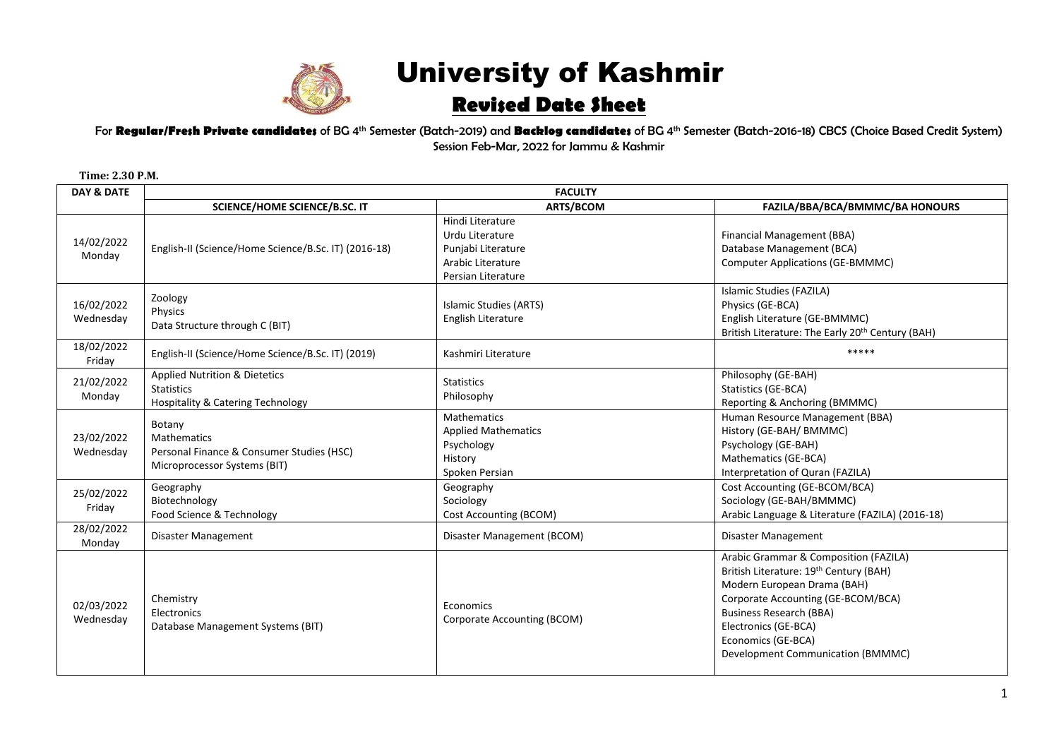# University of Kashmir

## Revised Date Sheet

For **Regular/Fresh Private candidates** of BG 4th Semester (Batch-2019) and **Backlog candidates** of BG 4th Semester (Batch-2016-18) CBCS (Choice Based Credit System) Session Feb-Mar, 2022 for Jammu & Kashmir

**Time: 2.30 P.M.**

| DAY & DATE | FACULTY | | |
|---|---|---|---|
| | SCIENCE/HOME SCIENCE/B.SC. IT | ARTS/BCOM | FAZILA/BBA/BCA/BMMMC/BA HONOURS |
| 14/02/2022 Monday | English-II (Science/Home Science/B.Sc. IT) (2016-18) | Hindi Literature<br>Urdu Literature<br>Punjabi Literature<br>Arabic Literature<br>Persian Literature | Financial Management (BBA)<br>Database Management (BCA)<br>Computer Applications (GE-BMMMC) |
| 16/02/2022 Wednesday | Zoology<br>Physics<br>Data Structure through C (BIT) | Islamic Studies (ARTS)<br>English Literature | Islamic Studies (FAZILA)<br>Physics (GE-BCA)<br>English Literature (GE-BMMMC)<br>British Literature: The Early 20th Century (BAH) |
| 18/02/2022 Friday | English-II (Science/Home Science/B.Sc. IT) (2019) | Kashmiri Literature | ***** |
| 21/02/2022 Monday | Applied Nutrition & Dietetics<br>Statistics<br>Hospitality & Catering Technology | Statistics<br>Philosophy | Philosophy (GE-BAH)<br>Statistics (GE-BCA)<br>Reporting & Anchoring (BMMMC) |
| 23/02/2022 Wednesday | Botany<br>Mathematics<br>Personal Finance & Consumer Studies (HSC)<br>Microprocessor Systems (BIT) | Mathematics<br>Applied Mathematics<br>Psychology<br>History<br>Spoken Persian | Human Resource Management (BBA)<br>History (GE-BAH/ BMMMC)<br>Psychology (GE-BAH)<br>Mathematics (GE-BCA)<br>Interpretation of Quran (FAZILA) |
| 25/02/2022 Friday | Geography<br>Biotechnology<br>Food Science & Technology | Geography<br>Sociology<br>Cost Accounting (BCOM) | Cost Accounting (GE-BCOM/BCA)<br>Sociology (GE-BAH/BMMMC)<br>Arabic Language & Literature (FAZILA) (2016-18) |
| 28/02/2022 Monday | Disaster Management | Disaster Management (BCOM) | Disaster Management |
| 02/03/2022 Wednesday | Chemistry<br>Electronics<br>Database Management Systems (BIT) | Economics<br>Corporate Accounting (BCOM) | Arabic Grammar & Composition (FAZILA)<br>British Literature: 19th Century (BAH)<br>Modern European Drama (BAH)<br>Corporate Accounting (GE-BCOM/BCA)<br>Business Research (BBA)<br>Electronics (GE-BCA)<br>Economics (GE-BCA)<br>Development Communication (BMMMC) |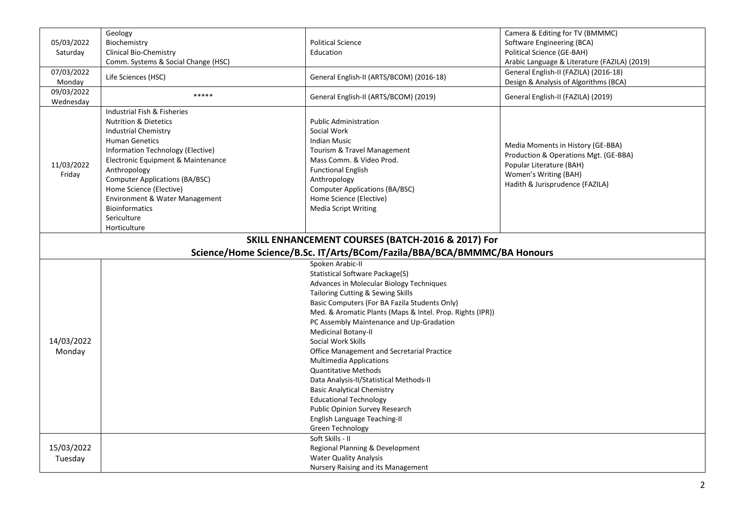| | | | |
|---|---|---|---|
| 05/03/2022 Saturday | Geology<br>Biochemistry<br>Clinical Bio-Chemistry<br>Comm. Systems & Social Change (HSC) | Political Science<br>Education | Camera & Editing for TV (BMMMC)<br>Software Engineering (BCA)<br>Political Science (GE-BAH)<br>Arabic Language & Literature (FAZILA) (2019) |
| 07/03/2022 Monday | Life Sciences (HSC) | General English-II (ARTS/BCOM) (2016-18) | General English-II (FAZILA) (2016-18)<br>Design & Analysis of Algorithms (BCA) |
| 09/03/2022 Wednesday | ***** | General English-II (ARTS/BCOM) (2019) | General English-II (FAZILA) (2019) |
| 11/03/2022 Friday | Industrial Fish & Fisheries<br>Nutrition & Dietetics<br>Industrial Chemistry<br>Human Genetics<br>Information Technology (Elective)<br>Electronic Equipment & Maintenance<br>Anthropology<br>Computer Applications (BA/BSC)<br>Home Science (Elective)<br>Environment & Water Management<br>Bioinformatics<br>Sericulture<br>Horticulture | Public Administration<br>Social Work<br>Indian Music<br>Tourism & Travel Management<br>Mass Comm. & Video Prod.<br>Functional English<br>Anthropology<br>Computer Applications (BA/BSC)<br>Home Science (Elective)<br>Media Script Writing | Media Moments in History (GE-BBA)<br>Production & Operations Mgt. (GE-BBA)<br>Popular Literature (BAH)<br>Women's Writing (BAH)<br>Hadith & Jurisprudence (FAZILA) |
| **SKILL ENHANCEMENT COURSES (BATCH-2016 & 2017) For Science/Home Science/B.Sc. IT/Arts/BCom/Fazila/BBA/BCA/BMMMC/BA Honours** | | | |
| 14/03/2022 Monday | | Spoken Arabic-II<br>Statistical Software Package(S)<br>Advances in Molecular Biology Techniques<br>Tailoring Cutting & Sewing Skills<br>Basic Computers (For BA Fazila Students Only)<br>Med. & Aromatic Plants (Maps & Intel. Prop. Rights (IPR))<br>PC Assembly Maintenance and Up-Gradation<br>Medicinal Botany-II<br>Social Work Skills<br>Office Management and Secretarial Practice<br>Multimedia Applications<br>Quantitative Methods<br>Data Analysis-II/Statistical Methods-II<br>Basic Analytical Chemistry<br>Educational Technology<br>Public Opinion Survey Research<br>English Language Teaching-II<br>Green Technology | |
| 15/03/2022 Tuesday | | Soft Skills - II<br>Regional Planning & Development<br>Water Quality Analysis<br>Nursery Raising and its Management | |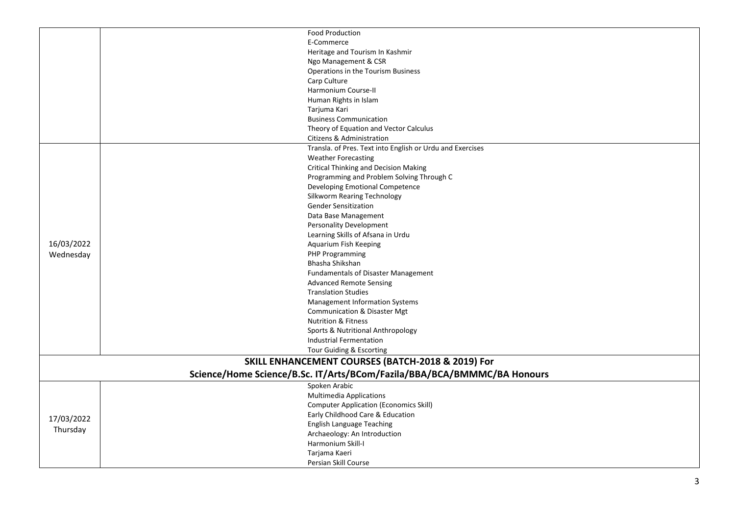| | |
|---|---|
| | Food Production<br>E-Commerce<br>Heritage and Tourism In Kashmir<br>Ngo Management & CSR<br>Operations in the Tourism Business<br>Carp Culture<br>Harmonium Course-II<br>Human Rights in Islam<br>Tarjuma Kari<br>Business Communication<br>Theory of Equation and Vector Calculus<br>Citizens & Administration |
| 16/03/2022<br>Wednesday | Transla. of Pres. Text into English or Urdu and Exercises<br>Weather Forecasting<br>Critical Thinking and Decision Making<br>Programming and Problem Solving Through C<br>Developing Emotional Competence<br>Silkworm Rearing Technology<br>Gender Sensitization<br>Data Base Management<br>Personality Development<br>Learning Skills of Afsana in Urdu<br>Aquarium Fish Keeping<br>PHP Programming<br>Bhasha Shikshan<br>Fundamentals of Disaster Management<br>Advanced Remote Sensing<br>Translation Studies<br>Management Information Systems<br>Communication & Disaster Mgt<br>Nutrition & Fitness<br>Sports & Nutritional Anthropology<br>Industrial Fermentation<br>Tour Guiding & Escorting |
| **SKILL ENHANCEMENT COURSES (BATCH-2018 & 2019) For Science/Home Science/B.Sc. IT/Arts/BCom/Fazila/BBA/BCA/BMMMC/BA Honours** | |
| 17/03/2022<br>Thursday | Spoken Arabic<br>Multimedia Applications<br>Computer Application (Economics Skill)<br>Early Childhood Care & Education<br>English Language Teaching<br>Archaeology: An Introduction<br>Harmonium Skill-I<br>Tarjama Kaeri<br>Persian Skill Course |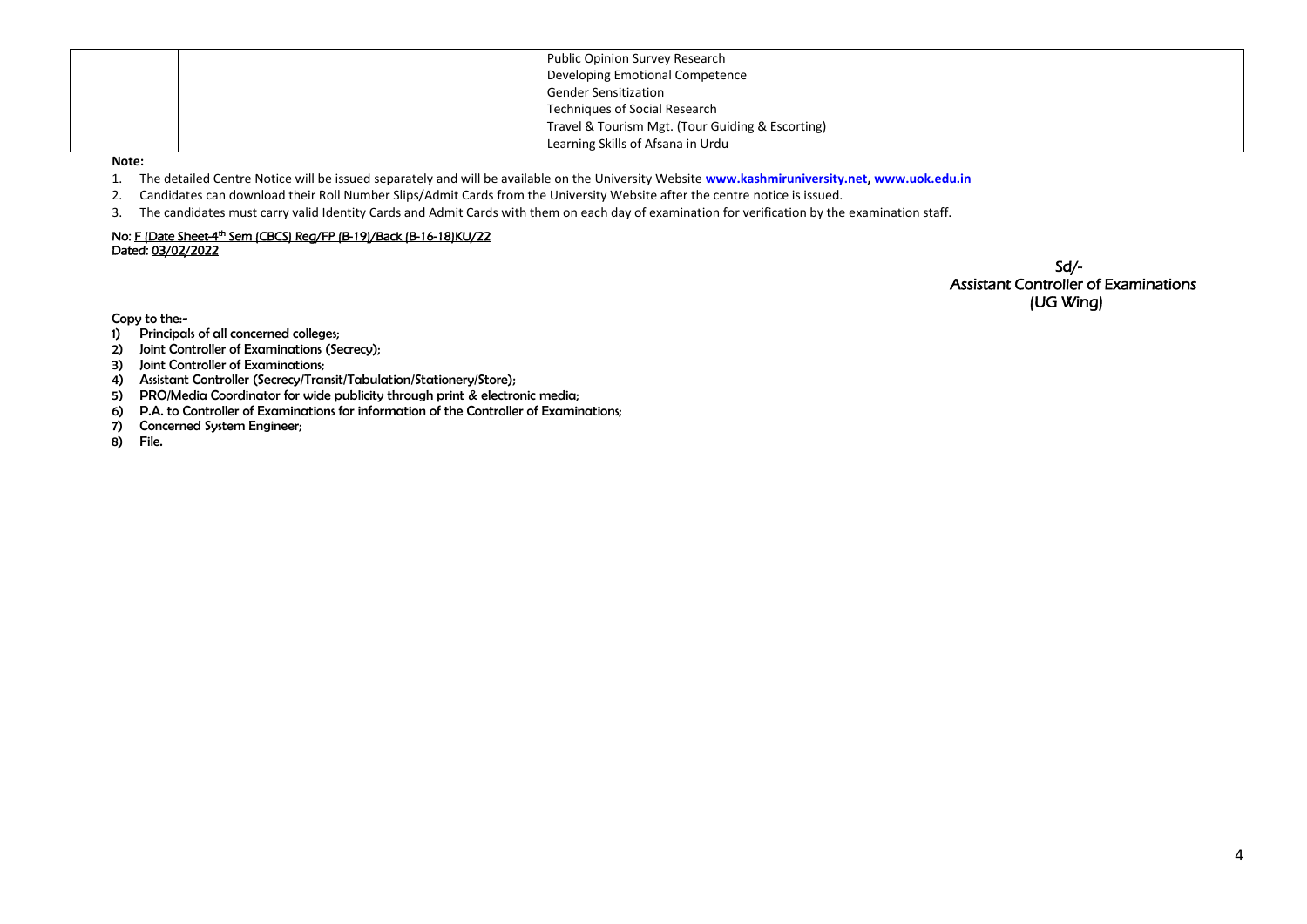| | | |
|---|---|---|
| | | Public Opinion Survey Research<br>Developing Emotional Competence<br>Gender Sensitization<br>Techniques of Social Research<br>Travel & Tourism Mgt. (Tour Guiding & Escorting)<br>Learning Skills of Afsana in Urdu |

**Note:**

1. The detailed Centre Notice will be issued separately and will be available on the University Website **www.kashmiruniversity.net**, **www.uok.edu.in**
2. Candidates can download their Roll Number Slips/Admit Cards from the University Website after the centre notice is issued.
3. The candidates must carry valid Identity Cards and Admit Cards with them on each day of examination for verification by the examination staff.

No: F (Date Sheet-4th Sem (CBCS) Reg/FP (B-19)/Back (B-16-18)KU/22
Dated: 03/02/2022

Sd/-
Assistant Controller of Examinations
(UG Wing)

Copy to the:-

1) Principals of all concerned colleges;
2) Joint Controller of Examinations (Secrecy);
3) Joint Controller of Examinations;
4) Assistant Controller (Secrecy/Transit/Tabulation/Stationery/Store);
5) PRO/Media Coordinator for wide publicity through print & electronic media;
6) P.A. to Controller of Examinations for information of the Controller of Examinations;
7) Concerned System Engineer;
8) File.